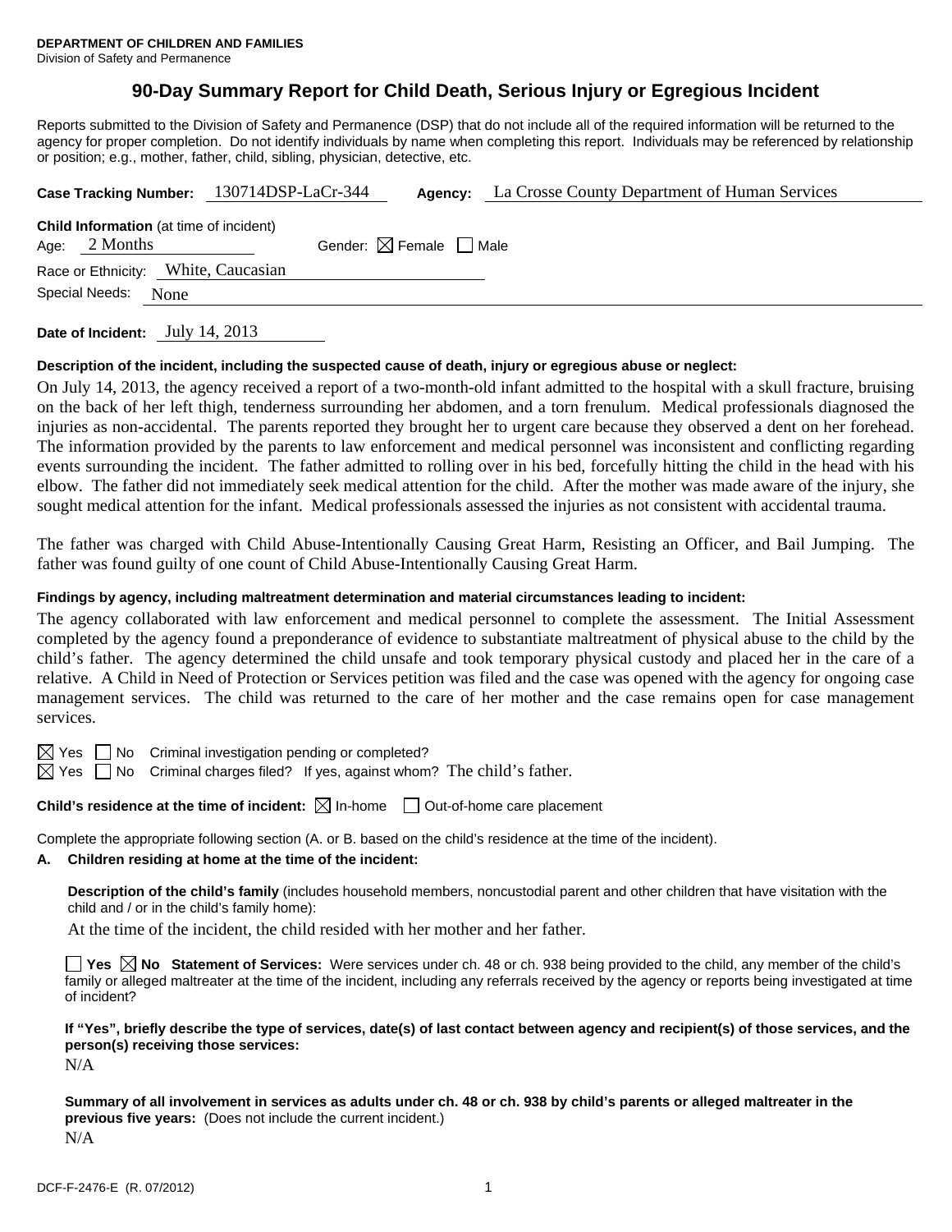**DEPARTMENT OF CHILDREN AND FAMILIES**
Division of Safety and Permanence

# 90-Day Summary Report for Child Death, Serious Injury or Egregious Incident

Reports submitted to the Division of Safety and Permanence (DSP) that do not include all of the required information will be returned to the agency for proper completion. Do not identify individuals by name when completing this report. Individuals may be referenced by relationship or position; e.g., mother, father, child, sibling, physician, detective, etc.

**Case Tracking Number:** 130714DSP-LaCr-344 **Agency:** La Crosse County Department of Human Services

**Child Information** (at time of incident)
Age: 2 Months Gender: ☒ Female ☐ Male
Race or Ethnicity: White, Caucasian
Special Needs: None

**Date of Incident:** July 14, 2013

**Description of the incident, including the suspected cause of death, injury or egregious abuse or neglect:**

On July 14, 2013, the agency received a report of a two-month-old infant admitted to the hospital with a skull fracture, bruising on the back of her left thigh, tenderness surrounding her abdomen, and a torn frenulum. Medical professionals diagnosed the injuries as non-accidental. The parents reported they brought her to urgent care because they observed a dent on her forehead. The information provided by the parents to law enforcement and medical personnel was inconsistent and conflicting regarding events surrounding the incident. The father admitted to rolling over in his bed, forcefully hitting the child in the head with his elbow. The father did not immediately seek medical attention for the child. After the mother was made aware of the injury, she sought medical attention for the infant. Medical professionals assessed the injuries as not consistent with accidental trauma.

The father was charged with Child Abuse-Intentionally Causing Great Harm, Resisting an Officer, and Bail Jumping. The father was found guilty of one count of Child Abuse-Intentionally Causing Great Harm.

**Findings by agency, including maltreatment determination and material circumstances leading to incident:**

The agency collaborated with law enforcement and medical personnel to complete the assessment. The Initial Assessment completed by the agency found a preponderance of evidence to substantiate maltreatment of physical abuse to the child by the child's father. The agency determined the child unsafe and took temporary physical custody and placed her in the care of a relative. A Child in Need of Protection or Services petition was filed and the case was opened with the agency for ongoing case management services. The child was returned to the care of her mother and the case remains open for case management services.

☒ Yes ☐ No Criminal investigation pending or completed?
☒ Yes ☐ No Criminal charges filed? If yes, against whom? The child's father.

**Child's residence at the time of incident:** ☒ In-home ☐ Out-of-home care placement

Complete the appropriate following section (A. or B. based on the child's residence at the time of the incident).

**A. Children residing at home at the time of the incident:**

**Description of the child's family** (includes household members, noncustodial parent and other children that have visitation with the child and / or in the child's family home):

At the time of the incident, the child resided with her mother and her father.

☐ **Yes** ☒ **No Statement of Services:** Were services under ch. 48 or ch. 938 being provided to the child, any member of the child's family or alleged maltreater at the time of the incident, including any referrals received by the agency or reports being investigated at time of incident?

**If "Yes", briefly describe the type of services, date(s) of last contact between agency and recipient(s) of those services, and the person(s) receiving those services:**

N/A

**Summary of all involvement in services as adults under ch. 48 or ch. 938 by child's parents or alleged maltreater in the previous five years:** (Does not include the current incident.)

N/A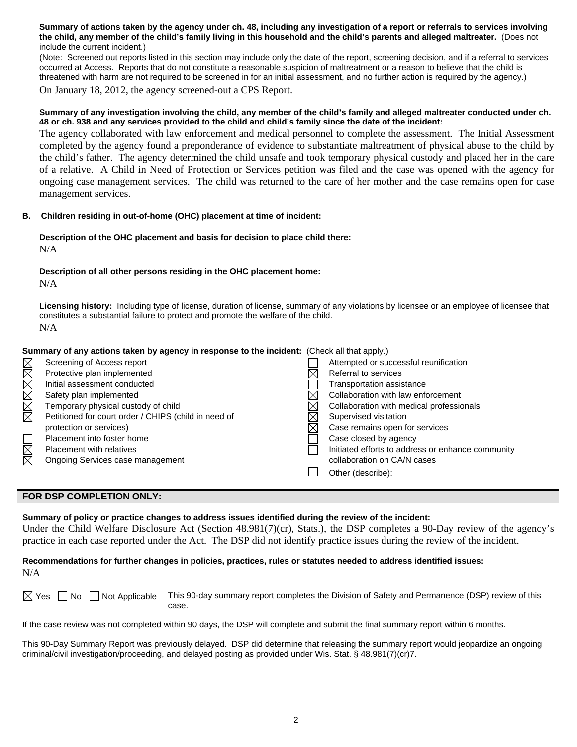**Summary of actions taken by the agency under ch. 48, including any investigation of a report or referrals to services involving the child, any member of the child's family living in this household and the child's parents and alleged maltreater.** (Does not include the current incident.)

(Note: Screened out reports listed in this section may include only the date of the report, screening decision, and if a referral to services occurred at Access. Reports that do not constitute a reasonable suspicion of maltreatment or a reason to believe that the child is threatened with harm are not required to be screened in for an initial assessment, and no further action is required by the agency.)

On January 18, 2012, the agency screened-out a CPS Report.

**Summary of any investigation involving the child, any member of the child's family and alleged maltreater conducted under ch. 48 or ch. 938 and any services provided to the child and child's family since the date of the incident:**

The agency collaborated with law enforcement and medical personnel to complete the assessment. The Initial Assessment completed by the agency found a preponderance of evidence to substantiate maltreatment of physical abuse to the child by the child's father. The agency determined the child unsafe and took temporary physical custody and placed her in the care of a relative. A Child in Need of Protection or Services petition was filed and the case was opened with the agency for ongoing case management services. The child was returned to the care of her mother and the case remains open for case management services.

**B. Children residing in out-of-home (OHC) placement at time of incident:**

**Description of the OHC placement and basis for decision to place child there:**

N/A

**Description of all other persons residing in the OHC placement home:**

N/A

**Licensing history:** Including type of license, duration of license, summary of any violations by licensee or an employee of licensee that constitutes a substantial failure to protect and promote the welfare of the child.

N/A

**Summary of any actions taken by agency in response to the incident:** (Check all that apply.)

- ☒ Screening of Access report
- ☒ Protective plan implemented
- ☒ Initial assessment conducted
- ☒ Safety plan implemented
- ☒ Temporary physical custody of child
- ☒ Petitioned for court order / CHIPS (child in need of protection or services)
- ☐ Placement into foster home
- ☒ Placement with relatives
- ☒ Ongoing Services case management
- ☐ Attempted or successful reunification
- ☒ Referral to services
- ☐ Transportation assistance
- ☒ Collaboration with law enforcement
- ☒ Collaboration with medical professionals
- ☒ Supervised visitation
- ☒ Case remains open for services
- ☐ Case closed by agency
- ☐ Initiated efforts to address or enhance community collaboration on CA/N cases
- ☐ Other (describe):

## FOR DSP COMPLETION ONLY:

**Summary of policy or practice changes to address issues identified during the review of the incident:**

Under the Child Welfare Disclosure Act (Section 48.981(7)(cr), Stats.), the DSP completes a 90-Day review of the agency's practice in each case reported under the Act. The DSP did not identify practice issues during the review of the incident.

**Recommendations for further changes in policies, practices, rules or statutes needed to address identified issues:**

N/A

☒ Yes ☐ No ☐ Not Applicable This 90-day summary report completes the Division of Safety and Permanence (DSP) review of this case.

If the case review was not completed within 90 days, the DSP will complete and submit the final summary report within 6 months.

This 90-Day Summary Report was previously delayed. DSP did determine that releasing the summary report would jeopardize an ongoing criminal/civil investigation/proceeding, and delayed posting as provided under Wis. Stat. § 48.981(7)(cr)7.